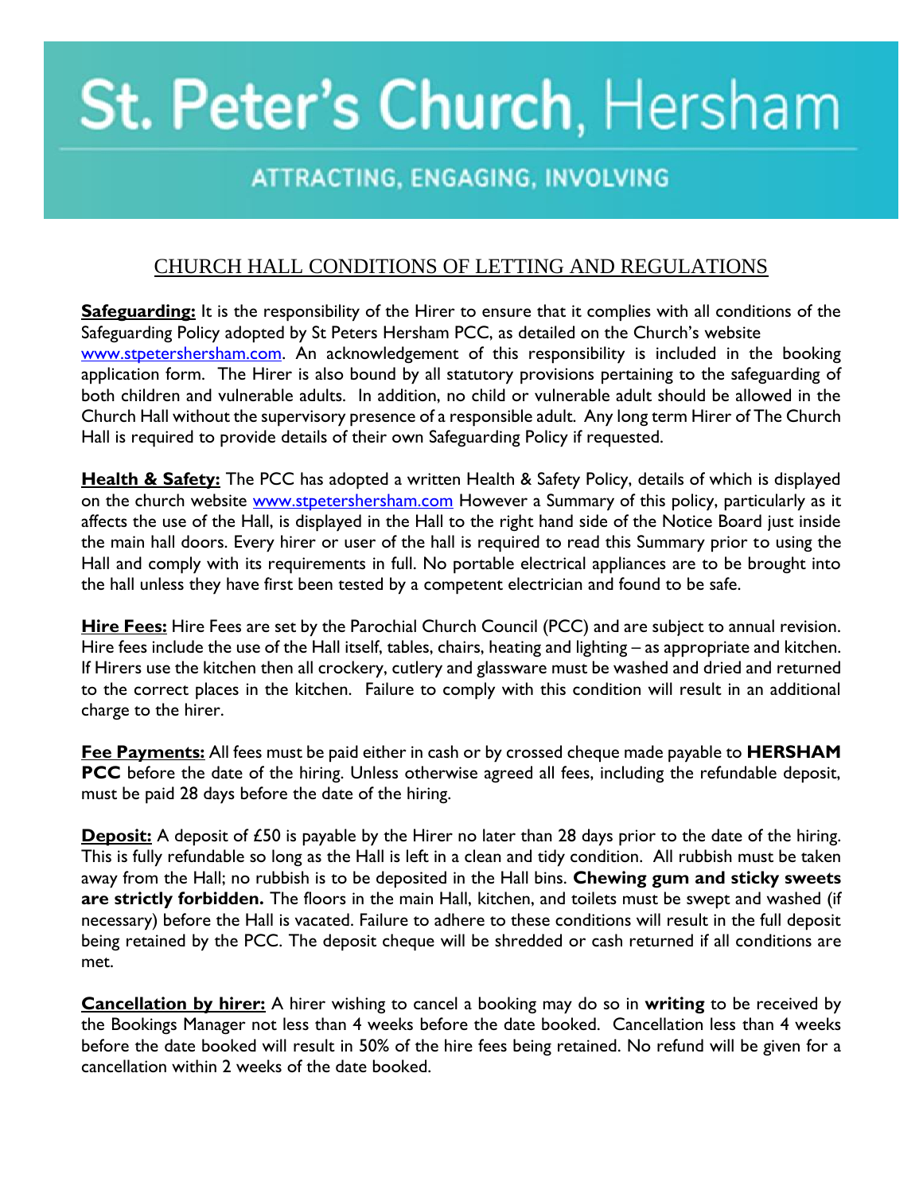# St. Peter's Church, Hersham

ATTRACTING, ENGAGING, INVOLVING

## CHURCH HALL CONDITIONS OF LETTING AND REGULATIONS

**Safeguarding:** It is the responsibility of the Hirer to ensure that it complies with all conditions of the Safeguarding Policy adopted by St Peters Hersham PCC, as detailed on the Church's website [www.stpetershersham.com](http://www.stpetershersham.com). An acknowledgement of this responsibility is included in the booking application form. The Hirer is also bound by all statutory provisions pertaining to the safeguarding of both children and vulnerable adults. In addition, no child or vulnerable adult should be allowed in the Church Hall without the supervisory presence of a responsible adult. Any long term Hirer of The Church Hall is required to provide details of their own Safeguarding Policy if requested.

**Health & Safety:** The PCC has adopted a written Health & Safety Policy, details of which is displayed on the church website [www.stpetershersham.com](http://www.stpetershersham.com) However a Summary of this policy, particularly as it affects the use of the Hall, is displayed in the Hall to the right hand side of the Notice Board just inside the main hall doors. Every hirer or user of the hall is required to read this Summary prior to using the Hall and comply with its requirements in full. No portable electrical appliances are to be brought into the hall unless they have first been tested by a competent electrician and found to be safe.

**Hire Fees:** Hire Fees are set by the Parochial Church Council (PCC) and are subject to annual revision. Hire fees include the use of the Hall itself, tables, chairs, heating and lighting – as appropriate and kitchen. If Hirers use the kitchen then all crockery, cutlery and glassware must be washed and dried and returned to the correct places in the kitchen. Failure to comply with this condition will result in an additional charge to the hirer.

**Fee Payments:** All fees must be paid either in cash or by crossed cheque made payable to **HERSHAM PCC** before the date of the hiring. Unless otherwise agreed all fees, including the refundable deposit, must be paid 28 days before the date of the hiring.

**Deposit:** A deposit of £50 is payable by the Hirer no later than 28 days prior to the date of the hiring. This is fully refundable so long as the Hall is left in a clean and tidy condition. All rubbish must be taken away from the Hall; no rubbish is to be deposited in the Hall bins. **Chewing gum and sticky sweets are strictly forbidden.** The floors in the main Hall, kitchen, and toilets must be swept and washed (if necessary) before the Hall is vacated. Failure to adhere to these conditions will result in the full deposit being retained by the PCC. The deposit cheque will be shredded or cash returned if all conditions are met.

**Cancellation by hirer:** A hirer wishing to cancel a booking may do so in **writing** to be received by the Bookings Manager not less than 4 weeks before the date booked. Cancellation less than 4 weeks before the date booked will result in 50% of the hire fees being retained. No refund will be given for a cancellation within 2 weeks of the date booked.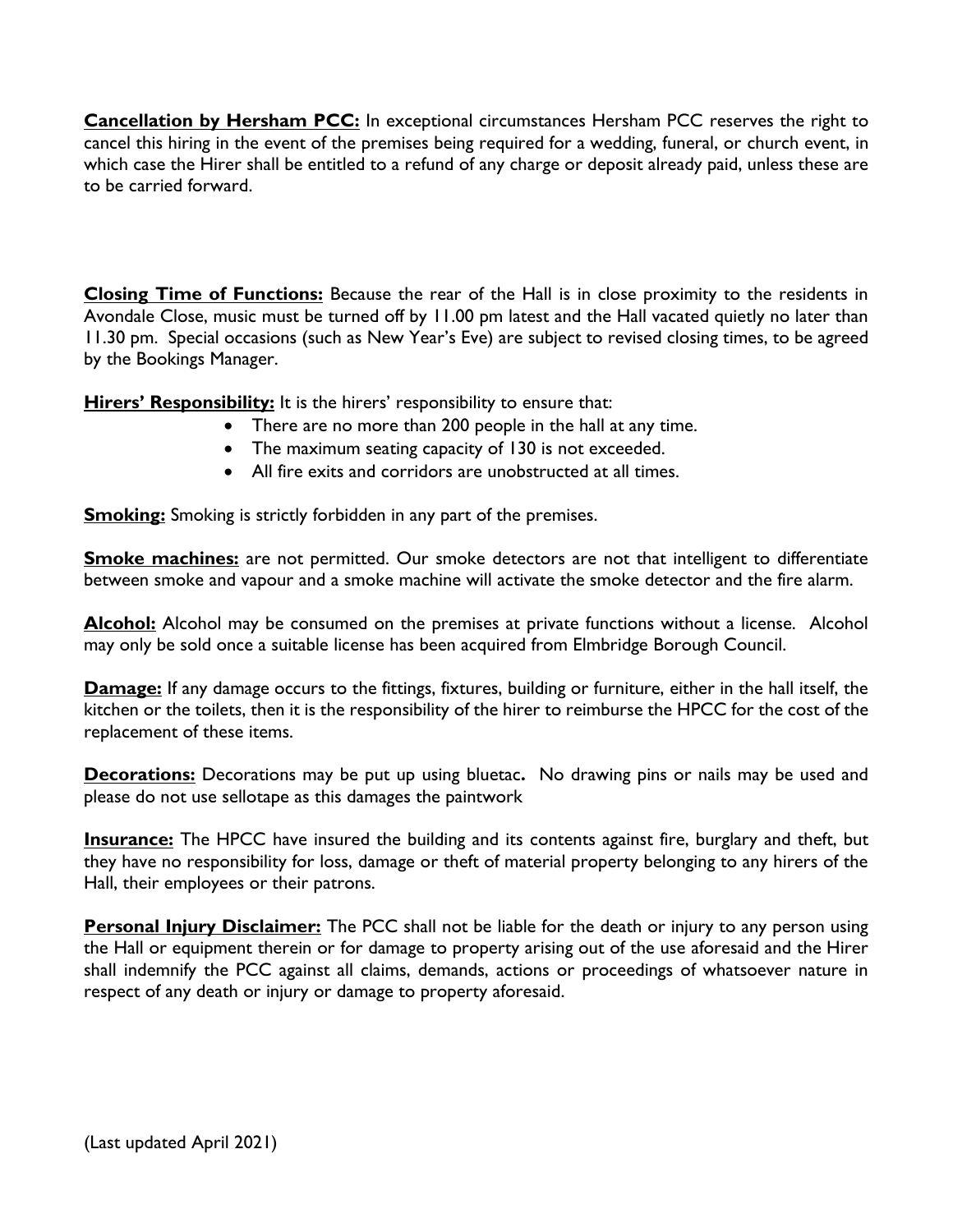**Cancellation by Hersham PCC:** In exceptional circumstances Hersham PCC reserves the right to cancel this hiring in the event of the premises being required for a wedding, funeral, or church event, in which case the Hirer shall be entitled to a refund of any charge or deposit already paid, unless these are to be carried forward.

**Closing Time of Functions:** Because the rear of the Hall is in close proximity to the residents in Avondale Close, music must be turned off by 11.00 pm latest and the Hall vacated quietly no later than 11.30 pm. Special occasions (such as New Year's Eve) are subject to revised closing times, to be agreed by the Bookings Manager.

**Hirers' Responsibility:** It is the hirers' responsibility to ensure that:

- There are no more than 200 people in the hall at any time.
- The maximum seating capacity of 130 is not exceeded.
- All fire exits and corridors are unobstructed at all times.

**Smoking:** Smoking is strictly forbidden in any part of the premises.

**Smoke machines:** are not permitted. Our smoke detectors are not that intelligent to differentiate between smoke and vapour and a smoke machine will activate the smoke detector and the fire alarm.

**Alcohol:** Alcohol may be consumed on the premises at private functions without a license. Alcohol may only be sold once a suitable license has been acquired from Elmbridge Borough Council.

**Damage:** If any damage occurs to the fittings, fixtures, building or furniture, either in the hall itself, the kitchen or the toilets, then it is the responsibility of the hirer to reimburse the HPCC for the cost of the replacement of these items.

**Decorations:** Decorations may be put up using bluetac**.** No drawing pins or nails may be used and please do not use sellotape as this damages the paintwork

**Insurance:** The HPCC have insured the building and its contents against fire, burglary and theft, but they have no responsibility for loss, damage or theft of material property belonging to any hirers of the Hall, their employees or their patrons.

**Personal Injury Disclaimer:** The PCC shall not be liable for the death or injury to any person using the Hall or equipment therein or for damage to property arising out of the use aforesaid and the Hirer shall indemnify the PCC against all claims, demands, actions or proceedings of whatsoever nature in respect of any death or injury or damage to property aforesaid.

(Last updated April 2021)